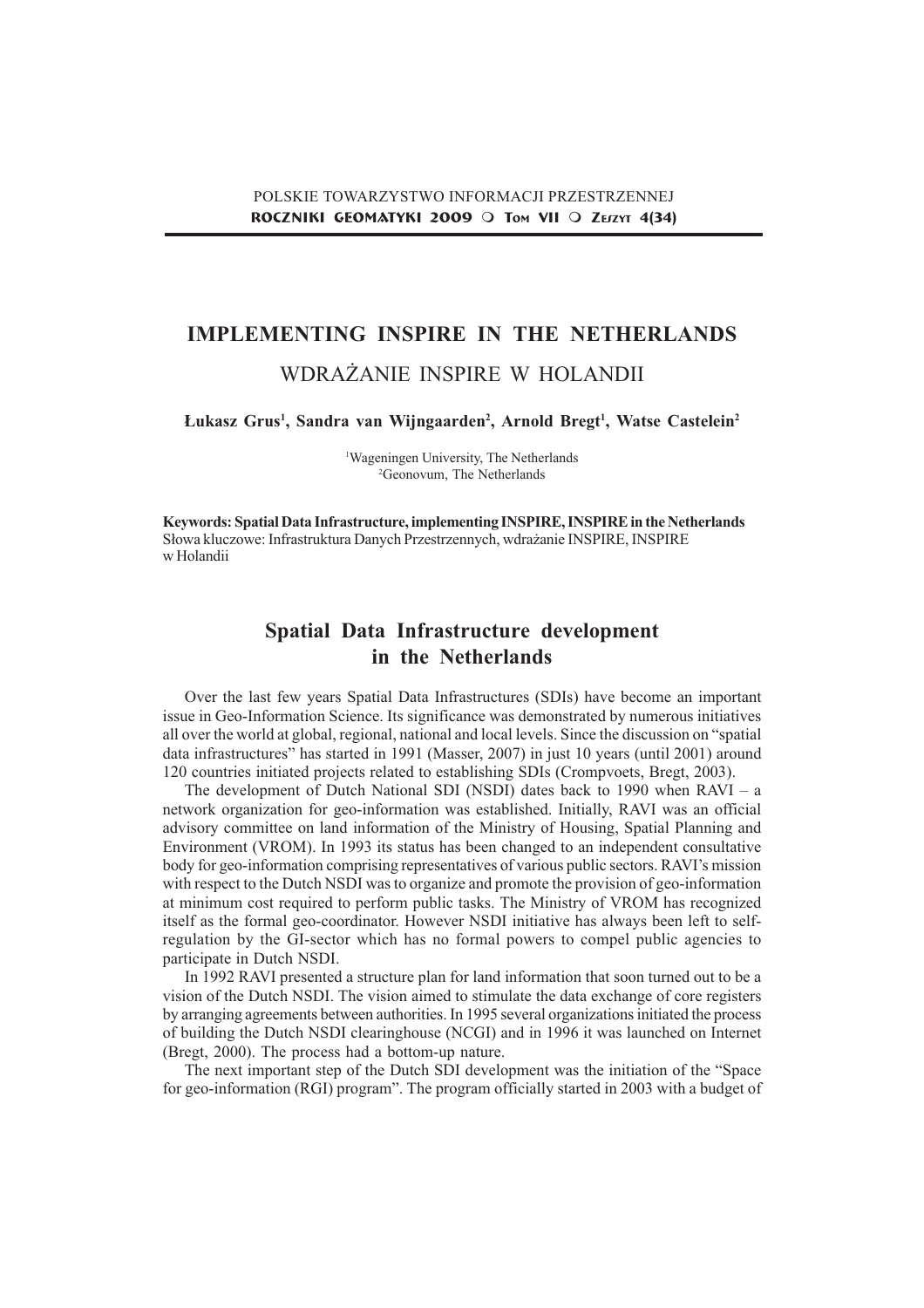# IMPLEMENTING INSPIRE IN THE NETHERLANDS

## WDRAŻANIE INSPIRE W HOLANDII

**Łukasz Grus[1], Sandra van Wijngaarden[2], Arnold Bregt[1], Watse Castelein[2]**

[1]Wageningen University, The Netherlands
[2]Geonovum, The Netherlands

**Keywords: Spatial Data Infrastructure, implementing INSPIRE, INSPIRE in the Netherlands**
Słowa kluczowe: Infrastruktura Danych Przestrzennych, wdrażanie INSPIRE, INSPIRE w Holandii

## Spatial Data Infrastructure development in the Netherlands

Over the last few years Spatial Data Infrastructures (SDIs) have become an important issue in Geo-Information Science. Its significance was demonstrated by numerous initiatives all over the world at global, regional, national and local levels. Since the discussion on "spatial data infrastructures" has started in 1991 (Masser, 2007) in just 10 years (until 2001) around 120 countries initiated projects related to establishing SDIs (Crompvoets, Bregt, 2003).

The development of Dutch National SDI (NSDI) dates back to 1990 when RAVI – a network organization for geo-information was established. Initially, RAVI was an official advisory committee on land information of the Ministry of Housing, Spatial Planning and Environment (VROM). In 1993 its status has been changed to an independent consultative body for geo-information comprising representatives of various public sectors. RAVI's mission with respect to the Dutch NSDI was to organize and promote the provision of geo-information at minimum cost required to perform public tasks. The Ministry of VROM has recognized itself as the formal geo-coordinator. However NSDI initiative has always been left to self-regulation by the GI-sector which has no formal powers to compel public agencies to participate in Dutch NSDI.

In 1992 RAVI presented a structure plan for land information that soon turned out to be a vision of the Dutch NSDI. The vision aimed to stimulate the data exchange of core registers by arranging agreements between authorities. In 1995 several organizations initiated the process of building the Dutch NSDI clearinghouse (NCGI) and in 1996 it was launched on Internet (Bregt, 2000). The process had a bottom-up nature.

The next important step of the Dutch SDI development was the initiation of the "Space for geo-information (RGI) program". The program officially started in 2003 with a budget of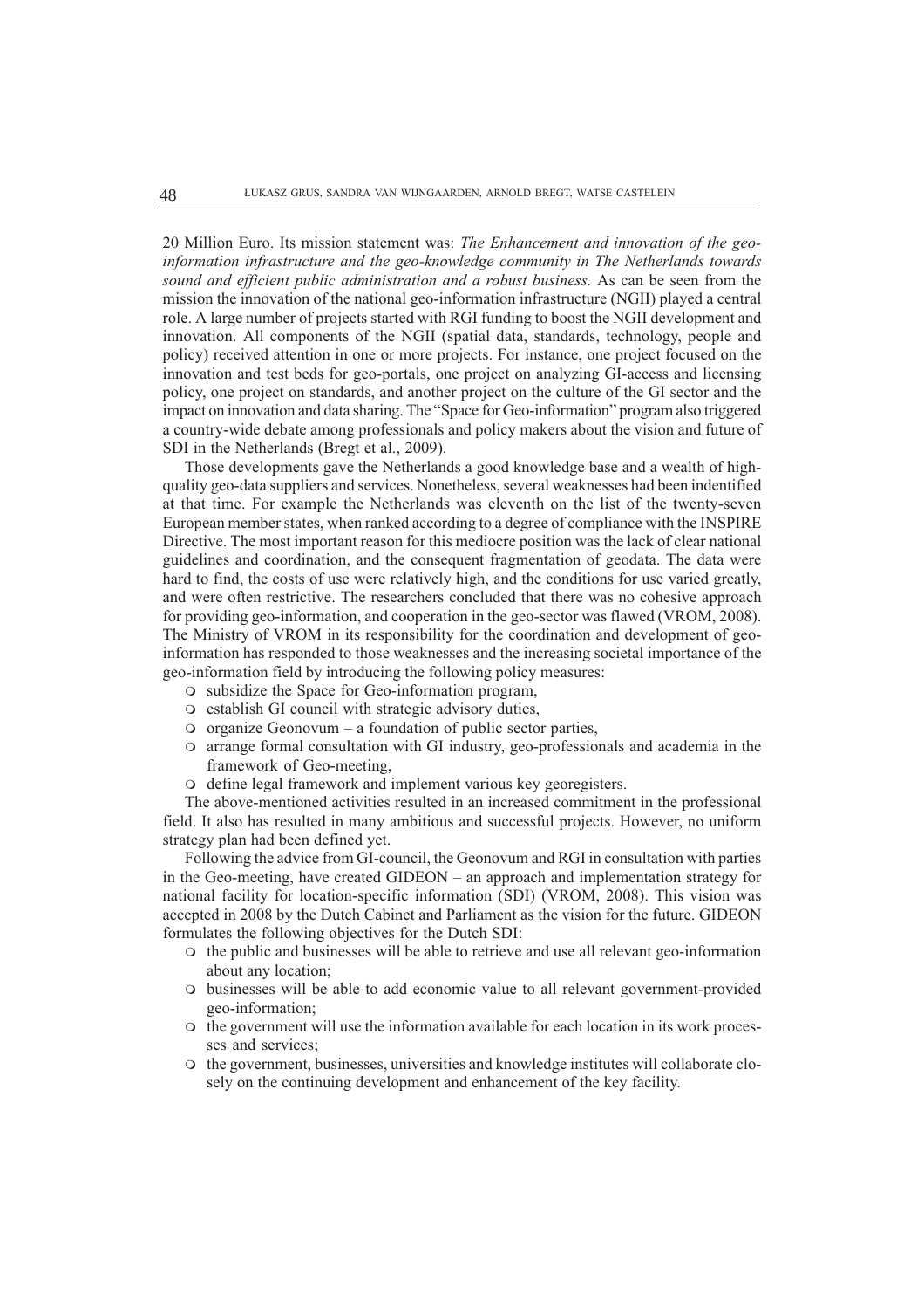20 Million Euro. Its mission statement was: *The Enhancement and innovation of the geo-information infrastructure and the geo-knowledge community in The Netherlands towards sound and efficient public administration and a robust business.* As can be seen from the mission the innovation of the national geo-information infrastructure (NGII) played a central role. A large number of projects started with RGI funding to boost the NGII development and innovation. All components of the NGII (spatial data, standards, technology, people and policy) received attention in one or more projects. For instance, one project focused on the innovation and test beds for geo-portals, one project on analyzing GI-access and licensing policy, one project on standards, and another project on the culture of the GI sector and the impact on innovation and data sharing. The "Space for Geo-information" program also triggered a country-wide debate among professionals and policy makers about the vision and future of SDI in the Netherlands (Bregt et al., 2009).

Those developments gave the Netherlands a good knowledge base and a wealth of high-quality geo-data suppliers and services. Nonetheless, several weaknesses had been indentified at that time. For example the Netherlands was eleventh on the list of the twenty-seven European member states, when ranked according to a degree of compliance with the INSPIRE Directive. The most important reason for this mediocre position was the lack of clear national guidelines and coordination, and the consequent fragmentation of geodata. The data were hard to find, the costs of use were relatively high, and the conditions for use varied greatly, and were often restrictive. The researchers concluded that there was no cohesive approach for providing geo-information, and cooperation in the geo-sector was flawed (VROM, 2008). The Ministry of VROM in its responsibility for the coordination and development of geo-information has responded to those weaknesses and the increasing societal importance of the geo-information field by introducing the following policy measures:

- subsidize the Space for Geo-information program,
- establish GI council with strategic advisory duties,
- organize Geonovum – a foundation of public sector parties,
- arrange formal consultation with GI industry, geo-professionals and academia in the framework of Geo-meeting,
- define legal framework and implement various key georegisters.

The above-mentioned activities resulted in an increased commitment in the professional field. It also has resulted in many ambitious and successful projects. However, no uniform strategy plan had been defined yet.

Following the advice from GI-council, the Geonovum and RGI in consultation with parties in the Geo-meeting, have created GIDEON – an approach and implementation strategy for national facility for location-specific information (SDI) (VROM, 2008). This vision was accepted in 2008 by the Dutch Cabinet and Parliament as the vision for the future. GIDEON formulates the following objectives for the Dutch SDI:

- the public and businesses will be able to retrieve and use all relevant geo-information about any location;
- businesses will be able to add economic value to all relevant government-provided geo-information;
- the government will use the information available for each location in its work processes and services;
- the government, businesses, universities and knowledge institutes will collaborate closely on the continuing development and enhancement of the key facility.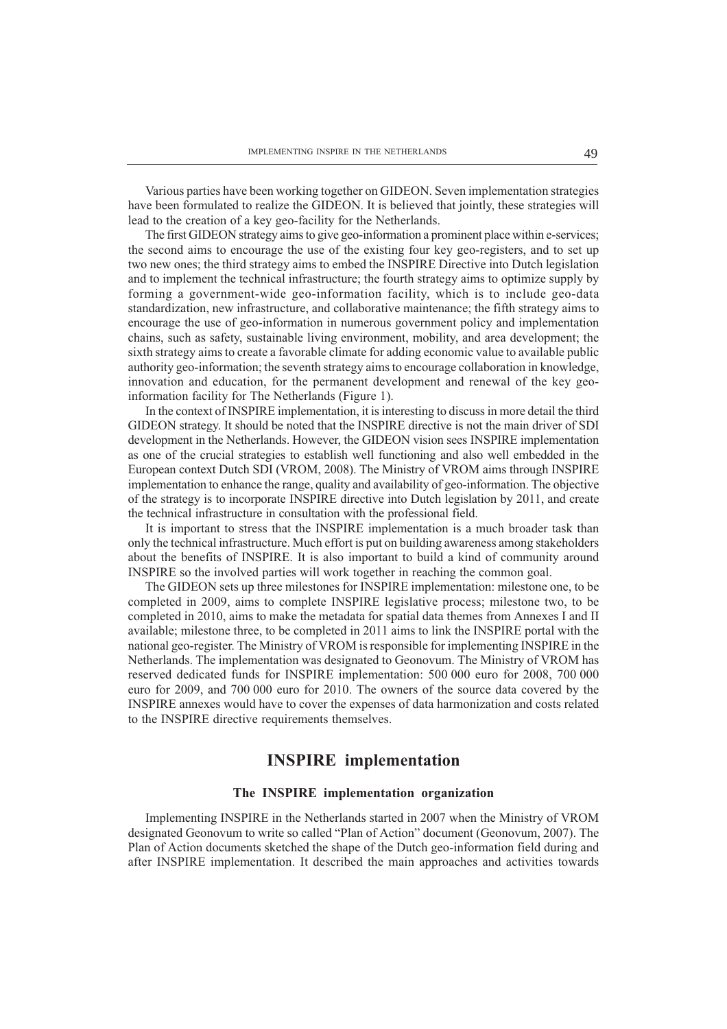Various parties have been working together on GIDEON. Seven implementation strategies have been formulated to realize the GIDEON. It is believed that jointly, these strategies will lead to the creation of a key geo-facility for the Netherlands.

The first GIDEON strategy aims to give geo-information a prominent place within e-services; the second aims to encourage the use of the existing four key geo-registers, and to set up two new ones; the third strategy aims to embed the INSPIRE Directive into Dutch legislation and to implement the technical infrastructure; the fourth strategy aims to optimize supply by forming a government-wide geo-information facility, which is to include geo-data standardization, new infrastructure, and collaborative maintenance; the fifth strategy aims to encourage the use of geo-information in numerous government policy and implementation chains, such as safety, sustainable living environment, mobility, and area development; the sixth strategy aims to create a favorable climate for adding economic value to available public authority geo-information; the seventh strategy aims to encourage collaboration in knowledge, innovation and education, for the permanent development and renewal of the key geo-information facility for The Netherlands (Figure 1).

In the context of INSPIRE implementation, it is interesting to discuss in more detail the third GIDEON strategy. It should be noted that the INSPIRE directive is not the main driver of SDI development in the Netherlands. However, the GIDEON vision sees INSPIRE implementation as one of the crucial strategies to establish well functioning and also well embedded in the European context Dutch SDI (VROM, 2008). The Ministry of VROM aims through INSPIRE implementation to enhance the range, quality and availability of geo-information. The objective of the strategy is to incorporate INSPIRE directive into Dutch legislation by 2011, and create the technical infrastructure in consultation with the professional field.

It is important to stress that the INSPIRE implementation is a much broader task than only the technical infrastructure. Much effort is put on building awareness among stakeholders about the benefits of INSPIRE. It is also important to build a kind of community around INSPIRE so the involved parties will work together in reaching the common goal.

The GIDEON sets up three milestones for INSPIRE implementation: milestone one, to be completed in 2009, aims to complete INSPIRE legislative process; milestone two, to be completed in 2010, aims to make the metadata for spatial data themes from Annexes I and II available; milestone three, to be completed in 2011 aims to link the INSPIRE portal with the national geo-register. The Ministry of VROM is responsible for implementing INSPIRE in the Netherlands. The implementation was designated to Geonovum. The Ministry of VROM has reserved dedicated funds for INSPIRE implementation: 500 000 euro for 2008, 700 000 euro for 2009, and 700 000 euro for 2010. The owners of the source data covered by the INSPIRE annexes would have to cover the expenses of data harmonization and costs related to the INSPIRE directive requirements themselves.

## INSPIRE implementation

### The INSPIRE implementation organization

Implementing INSPIRE in the Netherlands started in 2007 when the Ministry of VROM designated Geonovum to write so called "Plan of Action" document (Geonovum, 2007). The Plan of Action documents sketched the shape of the Dutch geo-information field during and after INSPIRE implementation. It described the main approaches and activities towards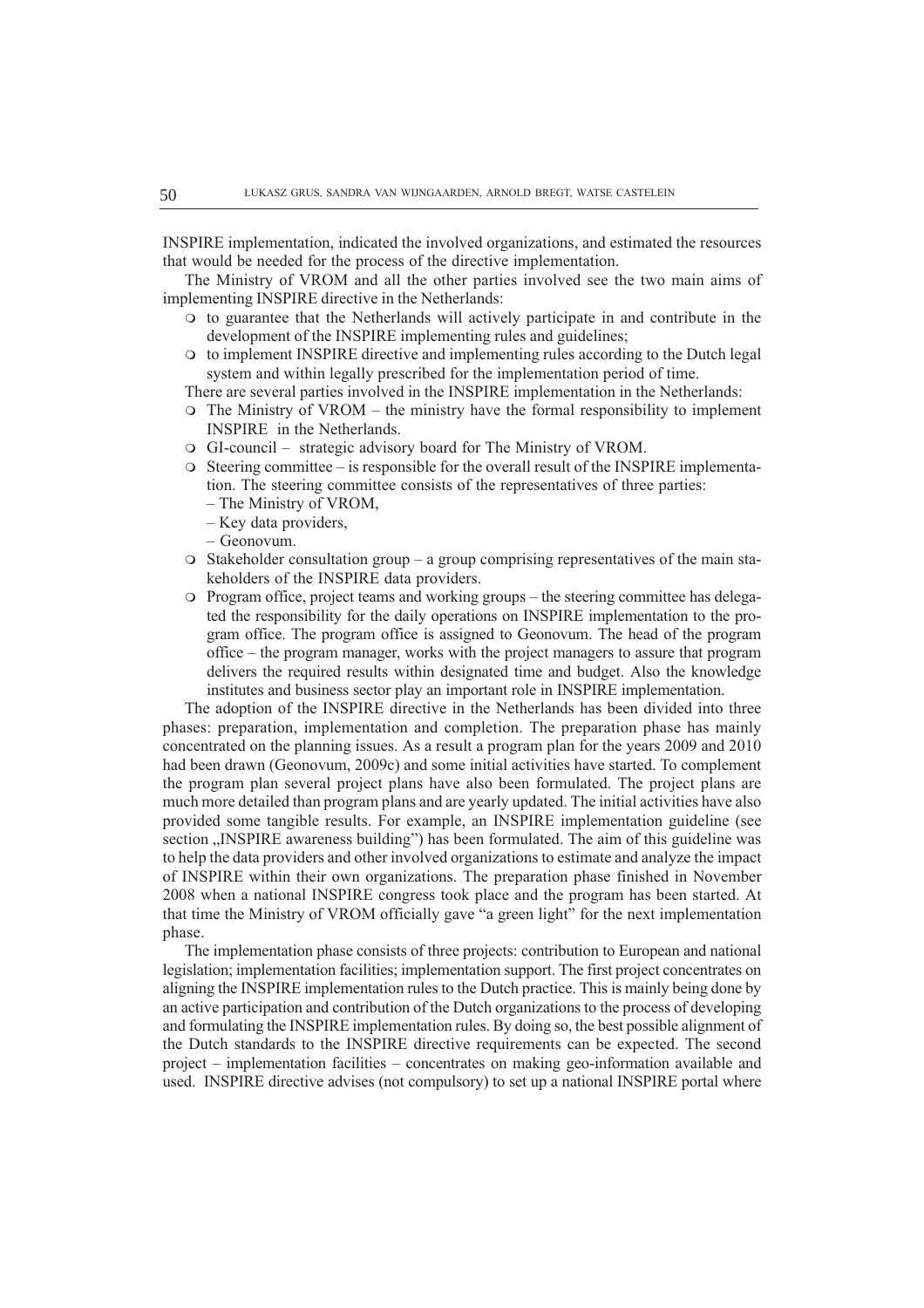INSPIRE implementation, indicated the involved organizations, and estimated the resources that would be needed for the process of the directive implementation.

The Ministry of VROM and all the other parties involved see the two main aims of implementing INSPIRE directive in the Netherlands:

- to guarantee that the Netherlands will actively participate in and contribute in the development of the INSPIRE implementing rules and guidelines;
- to implement INSPIRE directive and implementing rules according to the Dutch legal system and within legally prescribed for the implementation period of time.

There are several parties involved in the INSPIRE implementation in the Netherlands:

- The Ministry of VROM – the ministry have the formal responsibility to implement INSPIRE in the Netherlands.
- GI-council – strategic advisory board for The Ministry of VROM.
- Steering committee – is responsible for the overall result of the INSPIRE implementation. The steering committee consists of the representatives of three parties:
  - The Ministry of VROM,
  - Key data providers,
  - Geonovum.
- Stakeholder consultation group – a group comprising representatives of the main stakeholders of the INSPIRE data providers.
- Program office, project teams and working groups – the steering committee has delegated the responsibility for the daily operations on INSPIRE implementation to the program office. The program office is assigned to Geonovum. The head of the program office – the program manager, works with the project managers to assure that program delivers the required results within designated time and budget. Also the knowledge institutes and business sector play an important role in INSPIRE implementation.

The adoption of the INSPIRE directive in the Netherlands has been divided into three phases: preparation, implementation and completion. The preparation phase has mainly concentrated on the planning issues. As a result a program plan for the years 2009 and 2010 had been drawn (Geonovum, 2009c) and some initial activities have started. To complement the program plan several project plans have also been formulated. The project plans are much more detailed than program plans and are yearly updated. The initial activities have also provided some tangible results. For example, an INSPIRE implementation guideline (see section „INSPIRE awareness building") has been formulated. The aim of this guideline was to help the data providers and other involved organizations to estimate and analyze the impact of INSPIRE within their own organizations. The preparation phase finished in November 2008 when a national INSPIRE congress took place and the program has been started. At that time the Ministry of VROM officially gave "a green light" for the next implementation phase.

The implementation phase consists of three projects: contribution to European and national legislation; implementation facilities; implementation support. The first project concentrates on aligning the INSPIRE implementation rules to the Dutch practice. This is mainly being done by an active participation and contribution of the Dutch organizations to the process of developing and formulating the INSPIRE implementation rules. By doing so, the best possible alignment of the Dutch standards to the INSPIRE directive requirements can be expected. The second project – implementation facilities – concentrates on making geo-information available and used. INSPIRE directive advises (not compulsory) to set up a national INSPIRE portal where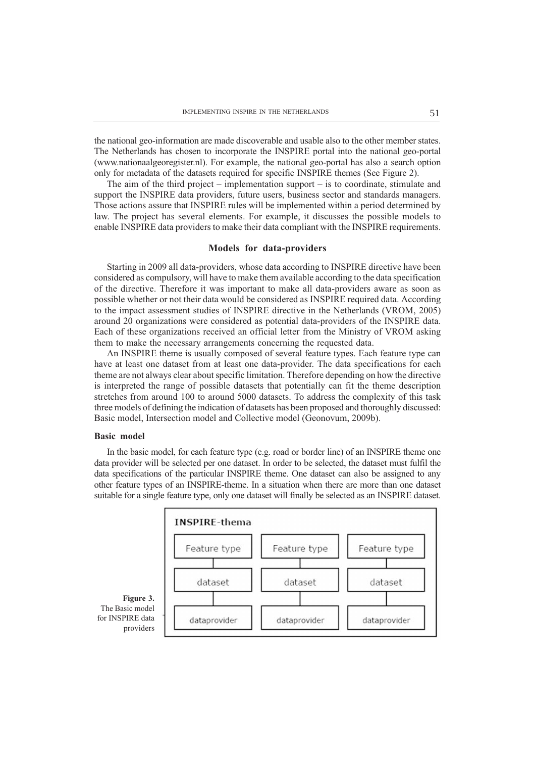the national geo-information are made discoverable and usable also to the other member states. The Netherlands has chosen to incorporate the INSPIRE portal into the national geo-portal (www.nationaalgeoregister.nl). For example, the national geo-portal has also a search option only for metadata of the datasets required for specific INSPIRE themes (See Figure 2).

The aim of the third project – implementation support – is to coordinate, stimulate and support the INSPIRE data providers, future users, business sector and standards managers. Those actions assure that INSPIRE rules will be implemented within a period determined by law. The project has several elements. For example, it discusses the possible models to enable INSPIRE data providers to make their data compliant with the INSPIRE requirements.

## Models for data-providers

Starting in 2009 all data-providers, whose data according to INSPIRE directive have been considered as compulsory, will have to make them available according to the data specification of the directive. Therefore it was important to make all data-providers aware as soon as possible whether or not their data would be considered as INSPIRE required data. According to the impact assessment studies of INSPIRE directive in the Netherlands (VROM, 2005) around 20 organizations were considered as potential data-providers of the INSPIRE data. Each of these organizations received an official letter from the Ministry of VROM asking them to make the necessary arrangements concerning the requested data.

An INSPIRE theme is usually composed of several feature types. Each feature type can have at least one dataset from at least one data-provider. The data specifications for each theme are not always clear about specific limitation. Therefore depending on how the directive is interpreted the range of possible datasets that potentially can fit the theme description stretches from around 100 to around 5000 datasets. To address the complexity of this task three models of defining the indication of datasets has been proposed and thoroughly discussed: Basic model, Intersection model and Collective model (Geonovum, 2009b).

### Basic model

In the basic model, for each feature type (e.g. road or border line) of an INSPIRE theme one data provider will be selected per one dataset. In order to be selected, the dataset must fulfil the data specifications of the particular INSPIRE theme. One dataset can also be assigned to any other feature types of an INSPIRE-theme. In a situation when there are more than one dataset suitable for a single feature type, only one dataset will finally be selected as an INSPIRE dataset.

INSPIRE-thema

| Feature type | Feature type | Feature type |
|---|---|---|
| dataset | dataset | dataset |
| dataprovider | dataprovider | dataprovider |

**Figure 3.** The Basic model for INSPIRE data providers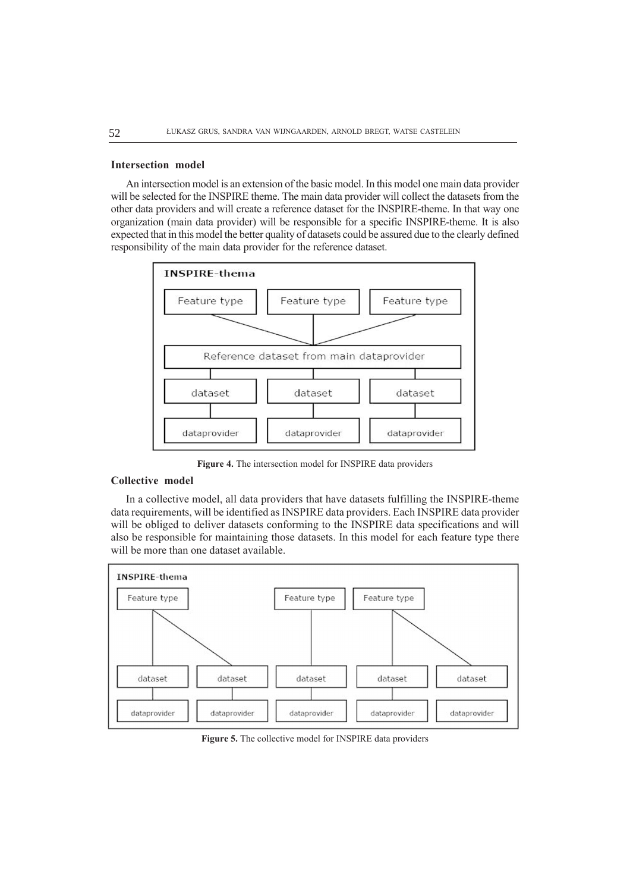### Intersection model

An intersection model is an extension of the basic model. In this model one main data provider will be selected for the INSPIRE theme. The main data provider will collect the datasets from the other data providers and will create a reference dataset for the INSPIRE-theme. In that way one organization (main data provider) will be responsible for a specific INSPIRE-theme. It is also expected that in this model the better quality of datasets could be assured due to the clearly defined responsibility of the main data provider for the reference dataset.

**Figure 4.** The intersection model for INSPIRE data providers

### Collective model

In a collective model, all data providers that have datasets fulfilling the INSPIRE-theme data requirements, will be identified as INSPIRE data providers. Each INSPIRE data provider will be obliged to deliver datasets conforming to the INSPIRE data specifications and will also be responsible for maintaining those datasets. In this model for each feature type there will be more than one dataset available.

**Figure 5.** The collective model for INSPIRE data providers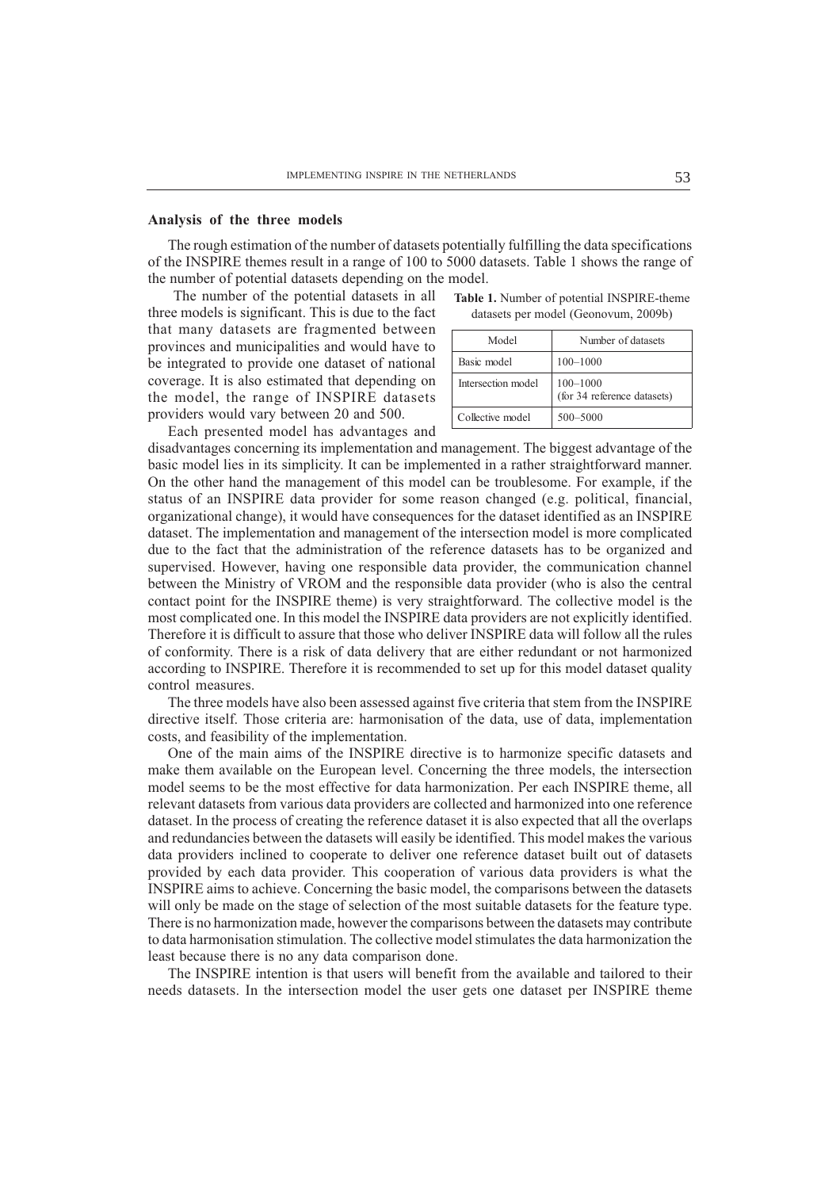### Analysis of the three models

The rough estimation of the number of datasets potentially fulfilling the data specifications of the INSPIRE themes result in a range of 100 to 5000 datasets. Table 1 shows the range of the number of potential datasets depending on the model.

The number of the potential datasets in all three models is significant. This is due to the fact that many datasets are fragmented between provinces and municipalities and would have to be integrated to provide one dataset of national coverage. It is also estimated that depending on the model, the range of INSPIRE datasets providers would vary between 20 and 500.

**Table 1.** Number of potential INSPIRE-theme datasets per model (Geonovum, 2009b)

| Model | Number of datasets |
| --- | --- |
| Basic model | 100–1000 |
| Intersection model | 100–1000 (for 34 reference datasets) |
| Collective model | 500–5000 |

Each presented model has advantages and disadvantages concerning its implementation and management. The biggest advantage of the basic model lies in its simplicity. It can be implemented in a rather straightforward manner. On the other hand the management of this model can be troublesome. For example, if the status of an INSPIRE data provider for some reason changed (e.g. political, financial, organizational change), it would have consequences for the dataset identified as an INSPIRE dataset. The implementation and management of the intersection model is more complicated due to the fact that the administration of the reference datasets has to be organized and supervised. However, having one responsible data provider, the communication channel between the Ministry of VROM and the responsible data provider (who is also the central contact point for the INSPIRE theme) is very straightforward. The collective model is the most complicated one. In this model the INSPIRE data providers are not explicitly identified. Therefore it is difficult to assure that those who deliver INSPIRE data will follow all the rules of conformity. There is a risk of data delivery that are either redundant or not harmonized according to INSPIRE. Therefore it is recommended to set up for this model dataset quality control measures.

The three models have also been assessed against five criteria that stem from the INSPIRE directive itself. Those criteria are: harmonisation of the data, use of data, implementation costs, and feasibility of the implementation.

One of the main aims of the INSPIRE directive is to harmonize specific datasets and make them available on the European level. Concerning the three models, the intersection model seems to be the most effective for data harmonization. Per each INSPIRE theme, all relevant datasets from various data providers are collected and harmonized into one reference dataset. In the process of creating the reference dataset it is also expected that all the overlaps and redundancies between the datasets will easily be identified. This model makes the various data providers inclined to cooperate to deliver one reference dataset built out of datasets provided by each data provider. This cooperation of various data providers is what the INSPIRE aims to achieve. Concerning the basic model, the comparisons between the datasets will only be made on the stage of selection of the most suitable datasets for the feature type. There is no harmonization made, however the comparisons between the datasets may contribute to data harmonisation stimulation. The collective model stimulates the data harmonization the least because there is no any data comparison done.

The INSPIRE intention is that users will benefit from the available and tailored to their needs datasets. In the intersection model the user gets one dataset per INSPIRE theme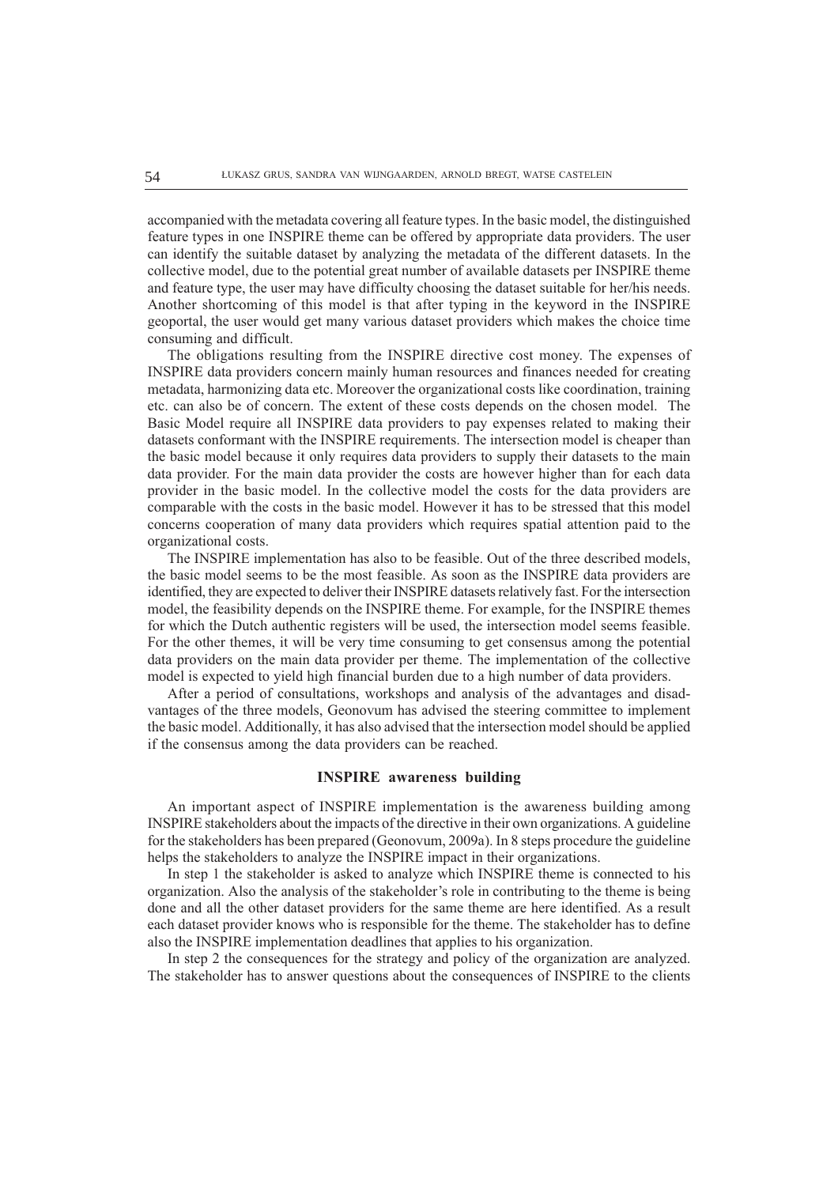accompanied with the metadata covering all feature types. In the basic model, the distinguished feature types in one INSPIRE theme can be offered by appropriate data providers. The user can identify the suitable dataset by analyzing the metadata of the different datasets. In the collective model, due to the potential great number of available datasets per INSPIRE theme and feature type, the user may have difficulty choosing the dataset suitable for her/his needs. Another shortcoming of this model is that after typing in the keyword in the INSPIRE geoportal, the user would get many various dataset providers which makes the choice time consuming and difficult.

The obligations resulting from the INSPIRE directive cost money. The expenses of INSPIRE data providers concern mainly human resources and finances needed for creating metadata, harmonizing data etc. Moreover the organizational costs like coordination, training etc. can also be of concern. The extent of these costs depends on the chosen model. The Basic Model require all INSPIRE data providers to pay expenses related to making their datasets conformant with the INSPIRE requirements. The intersection model is cheaper than the basic model because it only requires data providers to supply their datasets to the main data provider. For the main data provider the costs are however higher than for each data provider in the basic model. In the collective model the costs for the data providers are comparable with the costs in the basic model. However it has to be stressed that this model concerns cooperation of many data providers which requires spatial attention paid to the organizational costs.

The INSPIRE implementation has also to be feasible. Out of the three described models, the basic model seems to be the most feasible. As soon as the INSPIRE data providers are identified, they are expected to deliver their INSPIRE datasets relatively fast. For the intersection model, the feasibility depends on the INSPIRE theme. For example, for the INSPIRE themes for which the Dutch authentic registers will be used, the intersection model seems feasible. For the other themes, it will be very time consuming to get consensus among the potential data providers on the main data provider per theme. The implementation of the collective model is expected to yield high financial burden due to a high number of data providers.

After a period of consultations, workshops and analysis of the advantages and disadvantages of the three models, Geonovum has advised the steering committee to implement the basic model. Additionally, it has also advised that the intersection model should be applied if the consensus among the data providers can be reached.

## INSPIRE awareness building

An important aspect of INSPIRE implementation is the awareness building among INSPIRE stakeholders about the impacts of the directive in their own organizations. A guideline for the stakeholders has been prepared (Geonovum, 2009a). In 8 steps procedure the guideline helps the stakeholders to analyze the INSPIRE impact in their organizations.

In step 1 the stakeholder is asked to analyze which INSPIRE theme is connected to his organization. Also the analysis of the stakeholder's role in contributing to the theme is being done and all the other dataset providers for the same theme are here identified. As a result each dataset provider knows who is responsible for the theme. The stakeholder has to define also the INSPIRE implementation deadlines that applies to his organization.

In step 2 the consequences for the strategy and policy of the organization are analyzed. The stakeholder has to answer questions about the consequences of INSPIRE to the clients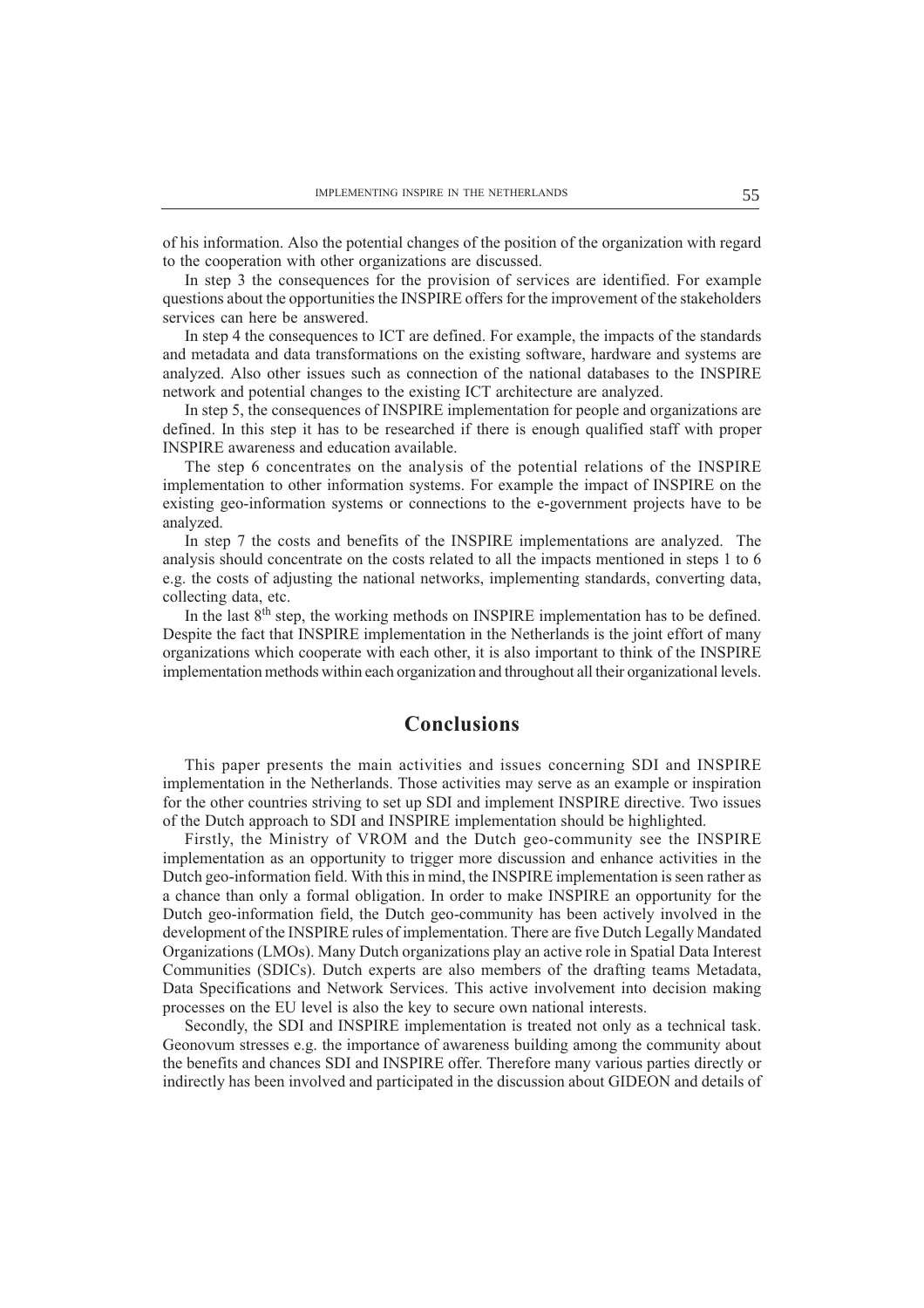of his information. Also the potential changes of the position of the organization with regard to the cooperation with other organizations are discussed.

In step 3 the consequences for the provision of services are identified. For example questions about the opportunities the INSPIRE offers for the improvement of the stakeholders services can here be answered.

In step 4 the consequences to ICT are defined. For example, the impacts of the standards and metadata and data transformations on the existing software, hardware and systems are analyzed. Also other issues such as connection of the national databases to the INSPIRE network and potential changes to the existing ICT architecture are analyzed.

In step 5, the consequences of INSPIRE implementation for people and organizations are defined. In this step it has to be researched if there is enough qualified staff with proper INSPIRE awareness and education available.

The step 6 concentrates on the analysis of the potential relations of the INSPIRE implementation to other information systems. For example the impact of INSPIRE on the existing geo-information systems or connections to the e-government projects have to be analyzed.

In step 7 the costs and benefits of the INSPIRE implementations are analyzed. The analysis should concentrate on the costs related to all the impacts mentioned in steps 1 to 6 e.g. the costs of adjusting the national networks, implementing standards, converting data, collecting data, etc.

In the last 8th step, the working methods on INSPIRE implementation has to be defined. Despite the fact that INSPIRE implementation in the Netherlands is the joint effort of many organizations which cooperate with each other, it is also important to think of the INSPIRE implementation methods within each organization and throughout all their organizational levels.

## Conclusions

This paper presents the main activities and issues concerning SDI and INSPIRE implementation in the Netherlands. Those activities may serve as an example or inspiration for the other countries striving to set up SDI and implement INSPIRE directive. Two issues of the Dutch approach to SDI and INSPIRE implementation should be highlighted.

Firstly, the Ministry of VROM and the Dutch geo-community see the INSPIRE implementation as an opportunity to trigger more discussion and enhance activities in the Dutch geo-information field. With this in mind, the INSPIRE implementation is seen rather as a chance than only a formal obligation. In order to make INSPIRE an opportunity for the Dutch geo-information field, the Dutch geo-community has been actively involved in the development of the INSPIRE rules of implementation. There are five Dutch Legally Mandated Organizations (LMOs). Many Dutch organizations play an active role in Spatial Data Interest Communities (SDICs). Dutch experts are also members of the drafting teams Metadata, Data Specifications and Network Services. This active involvement into decision making processes on the EU level is also the key to secure own national interests.

Secondly, the SDI and INSPIRE implementation is treated not only as a technical task. Geonovum stresses e.g. the importance of awareness building among the community about the benefits and chances SDI and INSPIRE offer. Therefore many various parties directly or indirectly has been involved and participated in the discussion about GIDEON and details of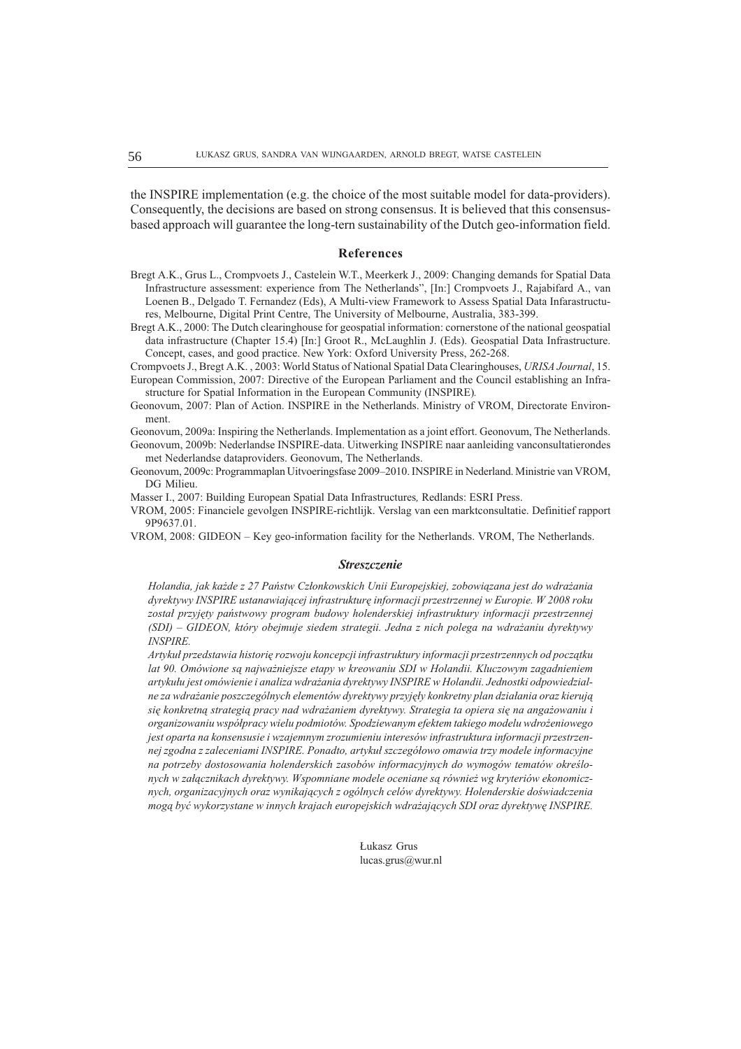the INSPIRE implementation (e.g. the choice of the most suitable model for data-providers). Consequently, the decisions are based on strong consensus. It is believed that this consensus-based approach will guarantee the long-tern sustainability of the Dutch geo-information field.

## References

Bregt A.K., Grus L., Crompvoets J., Castelein W.T., Meerkerk J., 2009: Changing demands for Spatial Data Infrastructure assessment: experience from The Netherlands", [In:] Crompvoets J., Rajabifard A., van Loenen B., Delgado T. Fernandez (Eds), A Multi-view Framework to Assess Spatial Data Infarastructures, Melbourne, Digital Print Centre, The University of Melbourne, Australia, 383-399.

Bregt A.K., 2000: The Dutch clearinghouse for geospatial information: cornerstone of the national geospatial data infrastructure (Chapter 15.4) [In:] Groot R., McLaughlin J. (Eds). Geospatial Data Infrastructure. Concept, cases, and good practice. New York: Oxford University Press, 262-268.

Crompvoets J., Bregt A.K. , 2003: World Status of National Spatial Data Clearinghouses, *URISA Journal*, 15.

European Commission, 2007: Directive of the European Parliament and the Council establishing an Infrastructure for Spatial Information in the European Community (INSPIRE).

Geonovum, 2007: Plan of Action. INSPIRE in the Netherlands. Ministry of VROM, Directorate Environment.

Geonovum, 2009a: Inspiring the Netherlands. Implementation as a joint effort. Geonovum, The Netherlands.

Geonovum, 2009b: Nederlandse INSPIRE-data. Uitwerking INSPIRE naar aanleiding vanconsultatierondes met Nederlandse dataproviders. Geonovum, The Netherlands.

Geonovum, 2009c: Programmaplan Uitvoeringsfase 2009–2010. INSPIRE in Nederland. Ministrie van VROM, DG Milieu.

Masser I., 2007: Building European Spatial Data Infrastructures, Redlands: ESRI Press.

VROM, 2005: Financiele gevolgen INSPIRE-richtlijk. Verslag van een marktconsultatie. Definitief rapport 9P9637.01.

VROM, 2008: GIDEON – Key geo-information facility for the Netherlands. VROM, The Netherlands.

## *Streszczenie*

*Holandia, jak każde z 27 Państw Członkowskich Unii Europejskiej, zobowiązana jest do wdrażania dyrektywy INSPIRE ustanawiającej infrastrukturę informacji przestrzennej w Europie. W 2008 roku został przyjęty państwowy program budowy holenderskiej infrastruktury informacji przestrzennej (SDI) – GIDEON, który obejmuje siedem strategii. Jedna z nich polega na wdrażaniu dyrektywy INSPIRE.*

*Artykuł przedstawia historię rozwoju koncepcji infrastruktury informacji przestrzennych od początku lat 90. Omówione są najważniejsze etapy w kreowaniu SDI w Holandii. Kluczowym zagadnieniem artykułu jest omówienie i analiza wdrażania dyrektywy INSPIRE w Holandii. Jednostki odpowiedzialne za wdrażanie poszczególnych elementów dyrektywy przyjęły konkretny plan działania oraz kierują się konkretną strategią pracy nad wdrażaniem dyrektywy. Strategia ta opiera się na angażowaniu i organizowaniu współpracy wielu podmiotów. Spodziewanym efektem takiego modelu wdrożeniowego jest oparta na konsensusie i wzajemnym zrozumieniu interesów infrastruktura informacji przestrzennej zgodna z zaleceniami INSPIRE. Ponadto, artykuł szczegółowo omawia trzy modele informacyjne na potrzeby dostosowania holenderskich zasobów informacyjnych do wymogów tematów określonych w załącznikach dyrektywy. Wspomniane modele oceniane są również wg kryteriów ekonomicznych, organizacyjnych oraz wynikających z ogólnych celów dyrektywy. Holenderskie doświadczenia mogą być wykorzystane w innych krajach europejskich wdrażających SDI oraz dyrektywę INSPIRE.*

Łukasz Grus
lucas.grus@wur.nl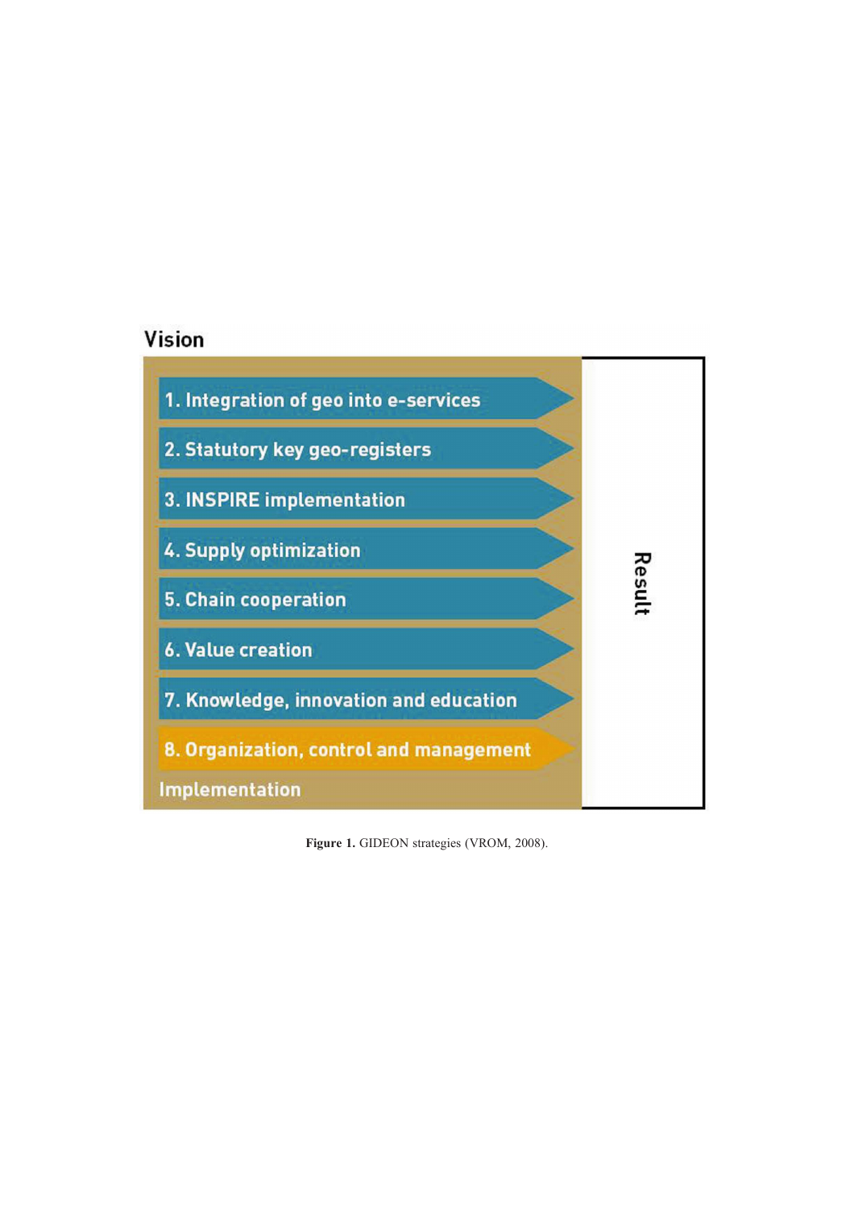Vision

1. Integration of geo into e-services
2. Statutory key geo-registers
3. INSPIRE implementation
4. Supply optimization
5. Chain cooperation
6. Value creation
7. Knowledge, innovation and education
8. Organization, control and management

Implementation

Result

**Figure 1.** GIDEON strategies (VROM, 2008).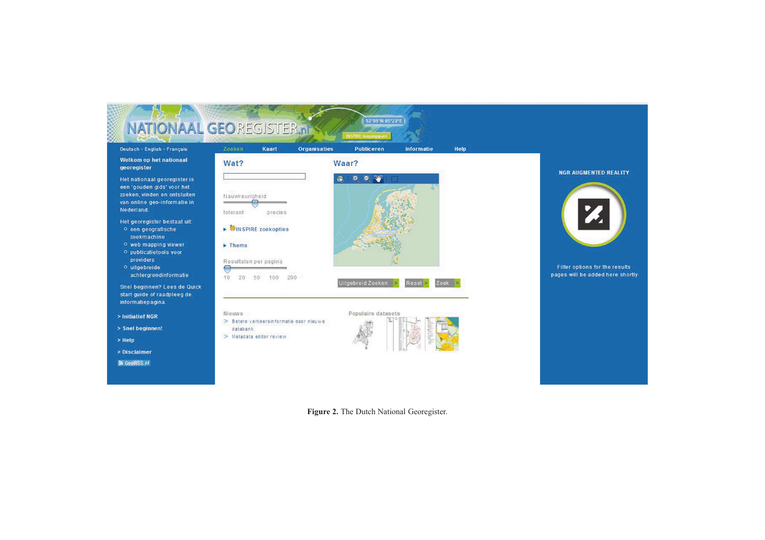**Figure 2.** The Dutch National Georegister.